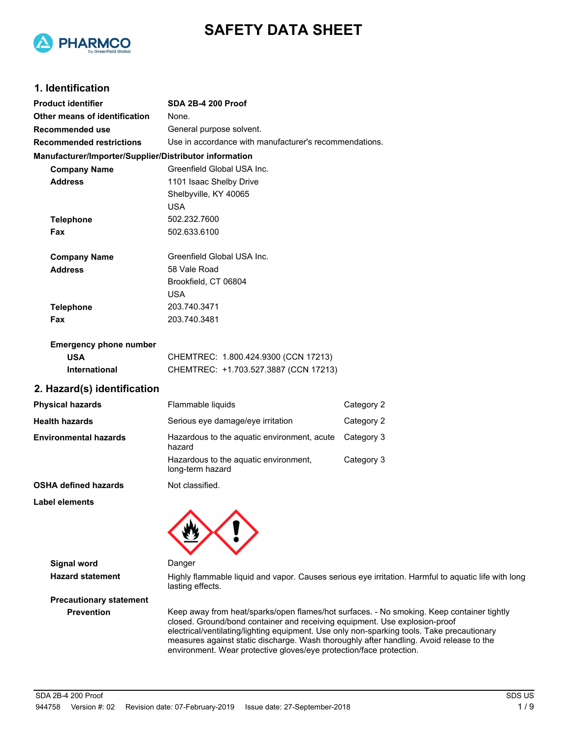# SAFETY DATA SHEET

## 1. Identification

| | |
|---|---|
| **Product identifier** | **SDA 2B-4 200 Proof** |
| **Other means of identification** | None. |
| **Recommended use** | General purpose solvent. |
| **Recommended restrictions** | Use in accordance with manufacturer's recommendations. |

**Manufacturer/Importer/Supplier/Distributor information**

| | |
|---|---|
| **Company Name** | Greenfield Global USA Inc. |
| **Address** | 1101 Isaac Shelby Drive<br>Shelbyville, KY 40065<br>USA |
| **Telephone** | 502.232.7600 |
| **Fax** | 502.633.6100 |

| | |
|---|---|
| **Company Name** | Greenfield Global USA Inc. |
| **Address** | 58 Vale Road<br>Brookfield, CT 06804<br>USA |
| **Telephone** | 203.740.3471 |
| **Fax** | 203.740.3481 |

**Emergency phone number**

| | |
|---|---|
| **USA** | CHEMTREC: 1.800.424.9300 (CCN 17213) |
| **International** | CHEMTREC: +1.703.527.3887 (CCN 17213) |

## 2. Hazard(s) identification

| | | |
|---|---|---|
| **Physical hazards** | Flammable liquids | Category 2 |
| **Health hazards** | Serious eye damage/eye irritation | Category 2 |
| **Environmental hazards** | Hazardous to the aquatic environment, acute hazard | Category 3 |
| | Hazardous to the aquatic environment, long-term hazard | Category 3 |
| **OSHA defined hazards** | Not classified. | |

**Label elements**

**Signal word** Danger

**Hazard statement** Highly flammable liquid and vapor. Causes serious eye irritation. Harmful to aquatic life with long lasting effects.

**Precautionary statement**

**Prevention** Keep away from heat/sparks/open flames/hot surfaces. - No smoking. Keep container tightly closed. Ground/bond container and receiving equipment. Use explosion-proof electrical/ventilating/lighting equipment. Use only non-sparking tools. Take precautionary measures against static discharge. Wash thoroughly after handling. Avoid release to the environment. Wear protective gloves/eye protection/face protection.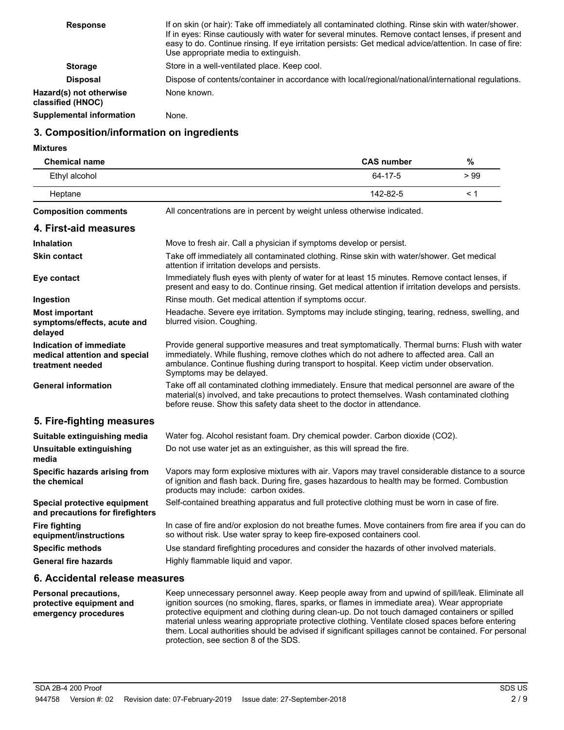| | |
|---|---|
| **Response** | If on skin (or hair): Take off immediately all contaminated clothing. Rinse skin with water/shower. If in eyes: Rinse cautiously with water for several minutes. Remove contact lenses, if present and easy to do. Continue rinsing. If eye irritation persists: Get medical advice/attention. In case of fire: Use appropriate media to extinguish. |
| **Storage** | Store in a well-ventilated place. Keep cool. |
| **Disposal** | Dispose of contents/container in accordance with local/regional/national/international regulations. |
| **Hazard(s) not otherwise classified (HNOC)** | None known. |
| **Supplemental information** | None. |

## 3. Composition/information on ingredients

**Mixtures**

| Chemical name | CAS number | % |
|---|---|---|
| Ethyl alcohol | 64-17-5 | > 99 |
| Heptane | 142-82-5 | < 1 |

**Composition comments** All concentrations are in percent by weight unless otherwise indicated.

## 4. First-aid measures

| | |
|---|---|
| **Inhalation** | Move to fresh air. Call a physician if symptoms develop or persist. |
| **Skin contact** | Take off immediately all contaminated clothing. Rinse skin with water/shower. Get medical attention if irritation develops and persists. |
| **Eye contact** | Immediately flush eyes with plenty of water for at least 15 minutes. Remove contact lenses, if present and easy to do. Continue rinsing. Get medical attention if irritation develops and persists. |
| **Ingestion** | Rinse mouth. Get medical attention if symptoms occur. |
| **Most important symptoms/effects, acute and delayed** | Headache. Severe eye irritation. Symptoms may include stinging, tearing, redness, swelling, and blurred vision. Coughing. |
| **Indication of immediate medical attention and special treatment needed** | Provide general supportive measures and treat symptomatically. Thermal burns: Flush with water immediately. While flushing, remove clothes which do not adhere to affected area. Call an ambulance. Continue flushing during transport to hospital. Keep victim under observation. Symptoms may be delayed. |
| **General information** | Take off all contaminated clothing immediately. Ensure that medical personnel are aware of the material(s) involved, and take precautions to protect themselves. Wash contaminated clothing before reuse. Show this safety data sheet to the doctor in attendance. |

## 5. Fire-fighting measures

| | |
|---|---|
| **Suitable extinguishing media** | Water fog. Alcohol resistant foam. Dry chemical powder. Carbon dioxide ($CO_2$). |
| **Unsuitable extinguishing media** | Do not use water jet as an extinguisher, as this will spread the fire. |
| **Specific hazards arising from the chemical** | Vapors may form explosive mixtures with air. Vapors may travel considerable distance to a source of ignition and flash back. During fire, gases hazardous to health may be formed. Combustion products may include: carbon oxides. |
| **Special protective equipment and precautions for firefighters** | Self-contained breathing apparatus and full protective clothing must be worn in case of fire. |
| **Fire fighting equipment/instructions** | In case of fire and/or explosion do not breathe fumes. Move containers from fire area if you can do so without risk. Use water spray to keep fire-exposed containers cool. |
| **Specific methods** | Use standard firefighting procedures and consider the hazards of other involved materials. |
| **General fire hazards** | Highly flammable liquid and vapor. |

## 6. Accidental release measures

| | |
|---|---|
| **Personal precautions, protective equipment and emergency procedures** | Keep unnecessary personnel away. Keep people away from and upwind of spill/leak. Eliminate all ignition sources (no smoking, flares, sparks, or flames in immediate area). Wear appropriate protective equipment and clothing during clean-up. Do not touch damaged containers or spilled material unless wearing appropriate protective clothing. Ventilate closed spaces before entering them. Local authorities should be advised if significant spillages cannot be contained. For personal protection, see section 8 of the SDS. |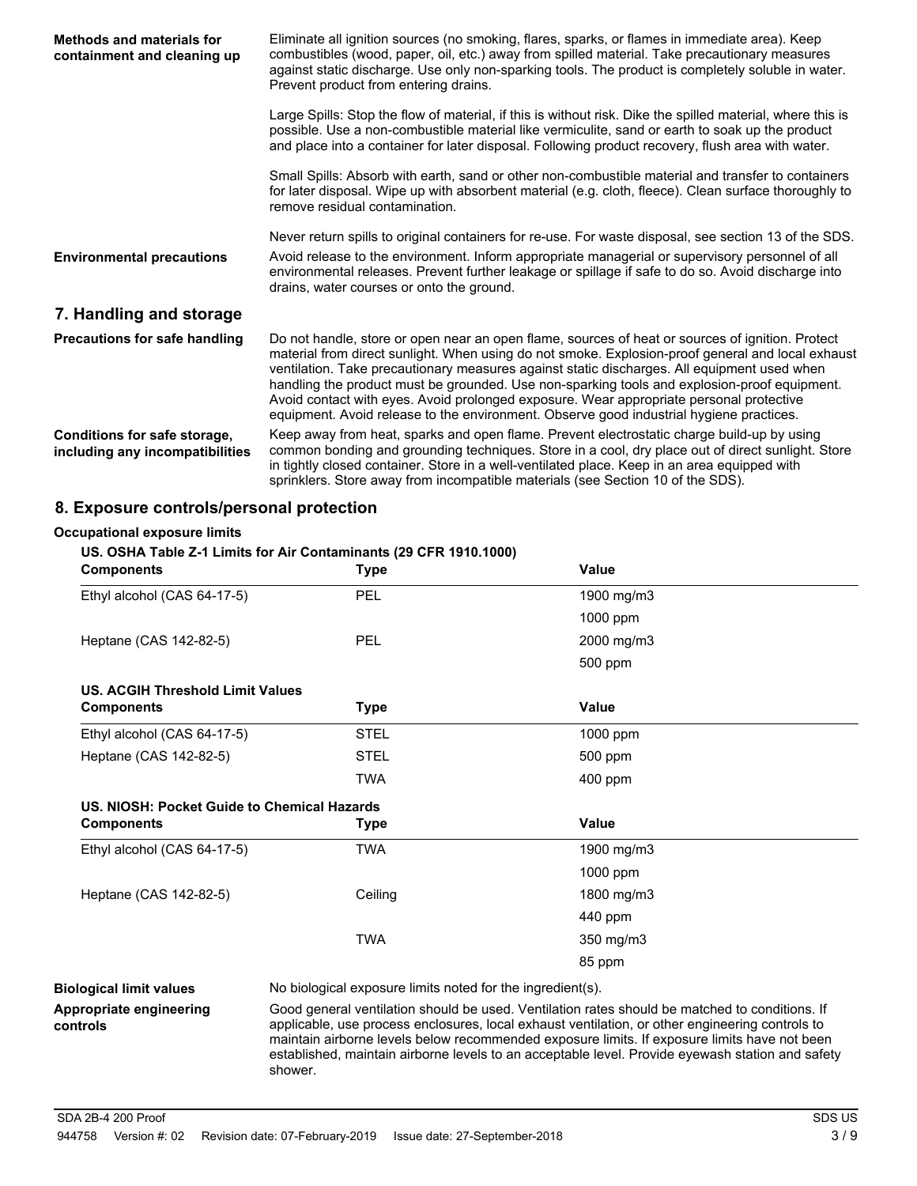**Methods and materials for containment and cleaning up**

Eliminate all ignition sources (no smoking, flares, sparks, or flames in immediate area). Keep combustibles (wood, paper, oil, etc.) away from spilled material. Take precautionary measures against static discharge. Use only non-sparking tools. The product is completely soluble in water. Prevent product from entering drains.

Large Spills: Stop the flow of material, if this is without risk. Dike the spilled material, where this is possible. Use a non-combustible material like vermiculite, sand or earth to soak up the product and place into a container for later disposal. Following product recovery, flush area with water.

Small Spills: Absorb with earth, sand or other non-combustible material and transfer to containers for later disposal. Wipe up with absorbent material (e.g. cloth, fleece). Clean surface thoroughly to remove residual contamination.

Never return spills to original containers for re-use. For waste disposal, see section 13 of the SDS.

**Environmental precautions**

Avoid release to the environment. Inform appropriate managerial or supervisory personnel of all environmental releases. Prevent further leakage or spillage if safe to do so. Avoid discharge into drains, water courses or onto the ground.

## 7. Handling and storage

**Precautions for safe handling**

Do not handle, store or open near an open flame, sources of heat or sources of ignition. Protect material from direct sunlight. When using do not smoke. Explosion-proof general and local exhaust ventilation. Take precautionary measures against static discharges. All equipment used when handling the product must be grounded. Use non-sparking tools and explosion-proof equipment. Avoid contact with eyes. Avoid prolonged exposure. Wear appropriate personal protective equipment. Avoid release to the environment. Observe good industrial hygiene practices.

**Conditions for safe storage, including any incompatibilities**

Keep away from heat, sparks and open flame. Prevent electrostatic charge build-up by using common bonding and grounding techniques. Store in a cool, dry place out of direct sunlight. Store in tightly closed container. Store in a well-ventilated place. Keep in an area equipped with sprinklers. Store away from incompatible materials (see Section 10 of the SDS).

## 8. Exposure controls/personal protection

**Occupational exposure limits**

**US. OSHA Table Z-1 Limits for Air Contaminants (29 CFR 1910.1000)**

| Components | Type | Value |
|---|---|---|
| Ethyl alcohol (CAS 64-17-5) | PEL | 1900 mg/m3 |
| | | 1000 ppm |
| Heptane (CAS 142-82-5) | PEL | 2000 mg/m3 |
| | | 500 ppm |

**US. ACGIH Threshold Limit Values**

| Components | Type | Value |
|---|---|---|
| Ethyl alcohol (CAS 64-17-5) | STEL | 1000 ppm |
| Heptane (CAS 142-82-5) | STEL | 500 ppm |
| | TWA | 400 ppm |

**US. NIOSH: Pocket Guide to Chemical Hazards**

| Components | Type | Value |
|---|---|---|
| Ethyl alcohol (CAS 64-17-5) | TWA | 1900 mg/m3 |
| | | 1000 ppm |
| Heptane (CAS 142-82-5) | Ceiling | 1800 mg/m3 |
| | | 440 ppm |
| | TWA | 350 mg/m3 |
| | | 85 ppm |

**Biological limit values**

No biological exposure limits noted for the ingredient(s).

**Appropriate engineering controls**

Good general ventilation should be used. Ventilation rates should be matched to conditions. If applicable, use process enclosures, local exhaust ventilation, or other engineering controls to maintain airborne levels below recommended exposure limits. If exposure limits have not been established, maintain airborne levels to an acceptable level. Provide eyewash station and safety shower.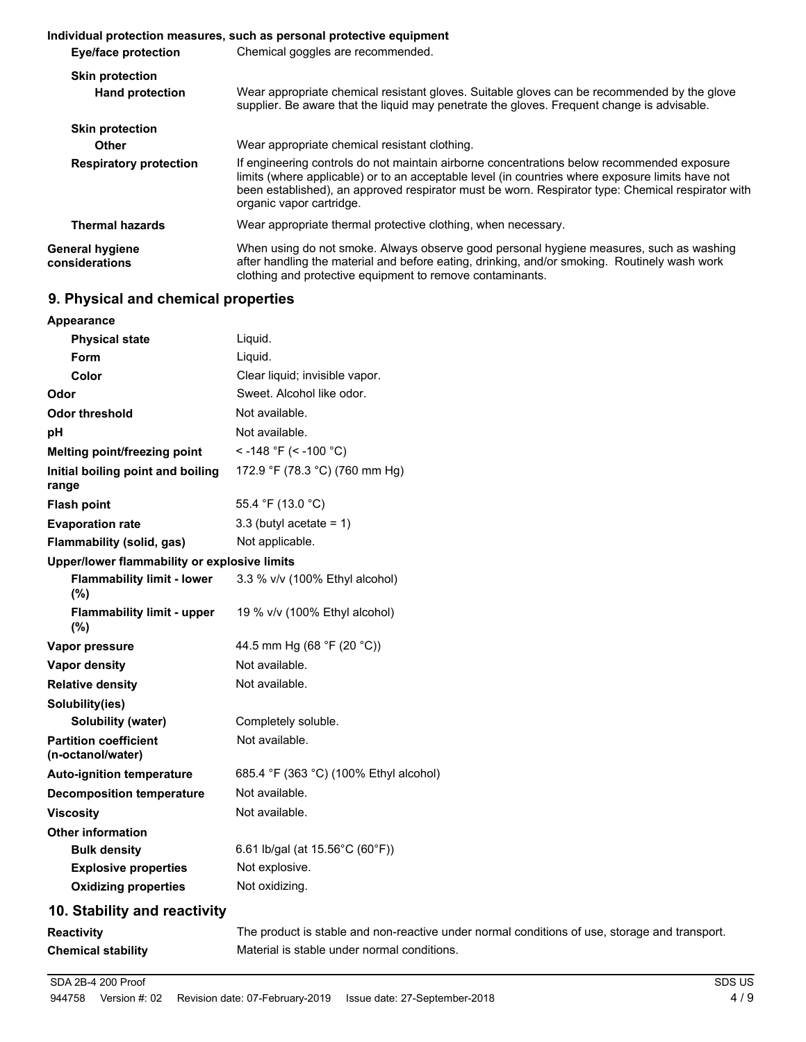**Individual protection measures, such as personal protective equipment**

| | |
|---|---|
| **Eye/face protection** | Chemical goggles are recommended. |
| **Skin protection** | |
| **Hand protection** | Wear appropriate chemical resistant gloves. Suitable gloves can be recommended by the glove supplier. Be aware that the liquid may penetrate the gloves. Frequent change is advisable. |
| **Skin protection** | |
| **Other** | Wear appropriate chemical resistant clothing. |
| **Respiratory protection** | If engineering controls do not maintain airborne concentrations below recommended exposure limits (where applicable) or to an acceptable level (in countries where exposure limits have not been established), an approved respirator must be worn. Respirator type: Chemical respirator with organic vapor cartridge. |
| **Thermal hazards** | Wear appropriate thermal protective clothing, when necessary. |
| **General hygiene considerations** | When using do not smoke. Always observe good personal hygiene measures, such as washing after handling the material and before eating, drinking, and/or smoking. Routinely wash work clothing and protective equipment to remove contaminants. |

## 9. Physical and chemical properties

| | |
|---|---|
| **Appearance** | |
| **Physical state** | Liquid. |
| **Form** | Liquid. |
| **Color** | Clear liquid; invisible vapor. |
| **Odor** | Sweet. Alcohol like odor. |
| **Odor threshold** | Not available. |
| **pH** | Not available. |
| **Melting point/freezing point** | < -148 °F (< -100 °C) |
| **Initial boiling point and boiling range** | 172.9 °F (78.3 °C) (760 mm Hg) |
| **Flash point** | 55.4 °F (13.0 °C) |
| **Evaporation rate** | 3.3 (butyl acetate = 1) |
| **Flammability (solid, gas)** | Not applicable. |
| **Upper/lower flammability or explosive limits** | |
| **Flammability limit - lower (%)** | 3.3 % v/v (100% Ethyl alcohol) |
| **Flammability limit - upper (%)** | 19 % v/v (100% Ethyl alcohol) |
| **Vapor pressure** | 44.5 mm Hg (68 °F (20 °C)) |
| **Vapor density** | Not available. |
| **Relative density** | Not available. |
| **Solubility(ies)** | |
| **Solubility (water)** | Completely soluble. |
| **Partition coefficient (n-octanol/water)** | Not available. |
| **Auto-ignition temperature** | 685.4 °F (363 °C) (100% Ethyl alcohol) |
| **Decomposition temperature** | Not available. |
| **Viscosity** | Not available. |
| **Other information** | |
| **Bulk density** | 6.61 lb/gal (at 15.56°C (60°F)) |
| **Explosive properties** | Not explosive. |
| **Oxidizing properties** | Not oxidizing. |

## 10. Stability and reactivity

| | |
|---|---|
| **Reactivity** | The product is stable and non-reactive under normal conditions of use, storage and transport. |
| **Chemical stability** | Material is stable under normal conditions. |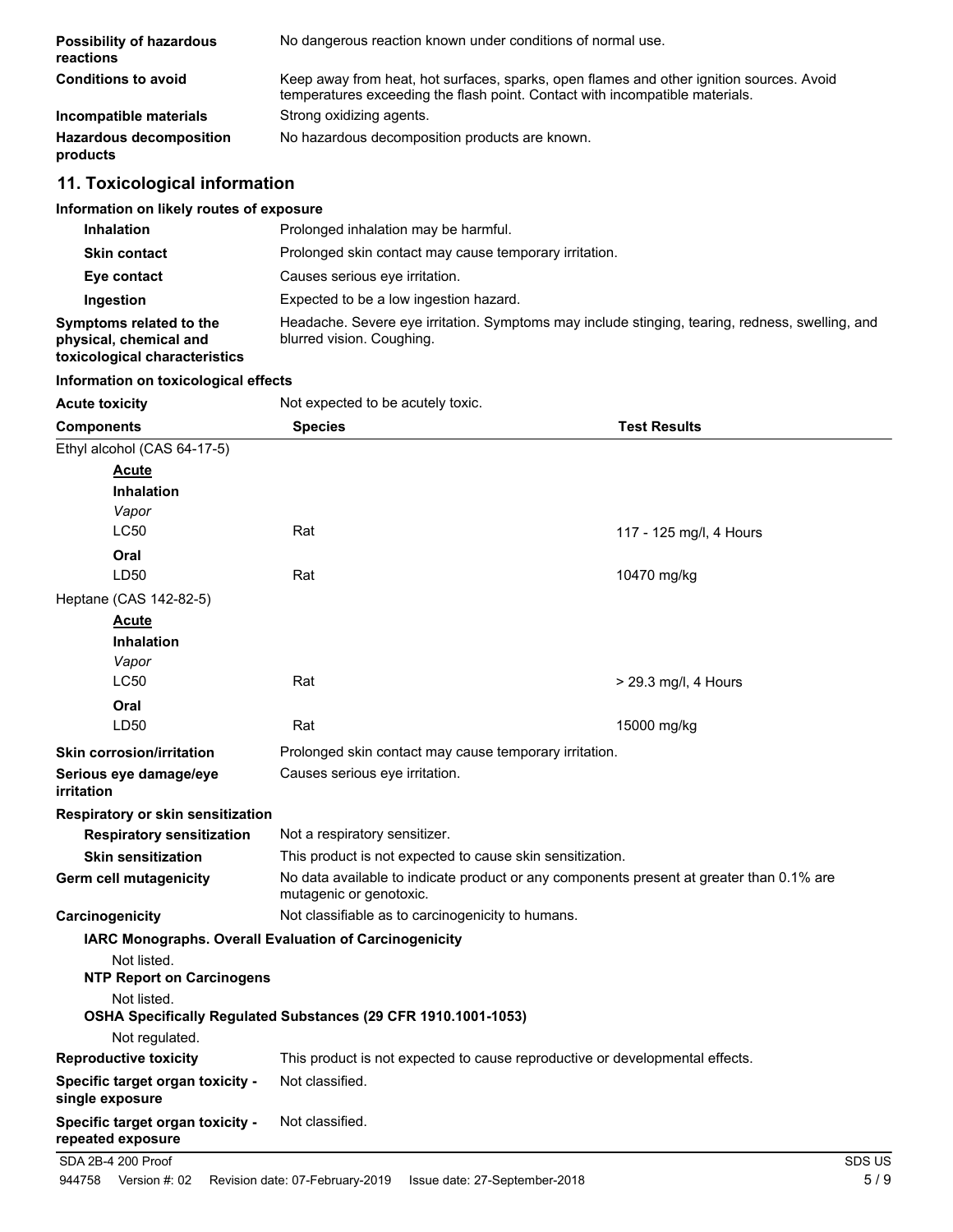| | |
|---|---|
| **Possibility of hazardous reactions** | No dangerous reaction known under conditions of normal use. |
| **Conditions to avoid** | Keep away from heat, hot surfaces, sparks, open flames and other ignition sources. Avoid temperatures exceeding the flash point. Contact with incompatible materials. |
| **Incompatible materials** | Strong oxidizing agents. |
| **Hazardous decomposition products** | No hazardous decomposition products are known. |

## 11. Toxicological information

**Information on likely routes of exposure**

| | |
|---|---|
| **Inhalation** | Prolonged inhalation may be harmful. |
| **Skin contact** | Prolonged skin contact may cause temporary irritation. |
| **Eye contact** | Causes serious eye irritation. |
| **Ingestion** | Expected to be a low ingestion hazard. |
| **Symptoms related to the physical, chemical and toxicological characteristics** | Headache. Severe eye irritation. Symptoms may include stinging, tearing, redness, swelling, and blurred vision. Coughing. |

**Information on toxicological effects**

**Acute toxicity** Not expected to be acutely toxic.

| Components | Species | Test Results |
|---|---|---|
| Ethyl alcohol (CAS 64-17-5) | | |
| **Acute** | | |
| **Inhalation** | | |
| *Vapor* | | |
| LC50 | Rat | 117 - 125 mg/l, 4 Hours |
| **Oral** | | |
| LD50 | Rat | 10470 mg/kg |
| Heptane (CAS 142-82-5) | | |
| **Acute** | | |
| **Inhalation** | | |
| *Vapor* | | |
| LC50 | Rat | > 29.3 mg/l, 4 Hours |
| **Oral** | | |
| LD50 | Rat | 15000 mg/kg |

| | |
|---|---|
| **Skin corrosion/irritation** | Prolonged skin contact may cause temporary irritation. |
| **Serious eye damage/eye irritation** | Causes serious eye irritation. |
| **Respiratory or skin sensitization** | |
| **Respiratory sensitization** | Not a respiratory sensitizer. |
| **Skin sensitization** | This product is not expected to cause skin sensitization. |
| **Germ cell mutagenicity** | No data available to indicate product or any components present at greater than 0.1% are mutagenic or genotoxic. |
| **Carcinogenicity** | Not classifiable as to carcinogenicity to humans. |

**IARC Monographs. Overall Evaluation of Carcinogenicity**

Not listed.

**NTP Report on Carcinogens**

Not listed.

**OSHA Specifically Regulated Substances (29 CFR 1910.1001-1053)**

Not regulated.

| | |
|---|---|
| **Reproductive toxicity** | This product is not expected to cause reproductive or developmental effects. |
| **Specific target organ toxicity - single exposure** | Not classified. |
| **Specific target organ toxicity - repeated exposure** | Not classified. |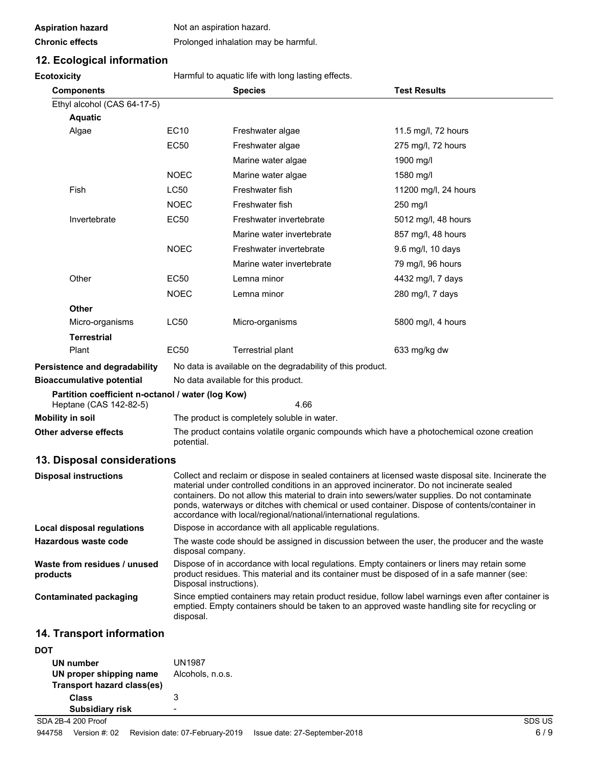| | |
|---|---|
| **Aspiration hazard** | Not an aspiration hazard. |
| **Chronic effects** | Prolonged inhalation may be harmful. |

## 12. Ecological information

**Ecotoxicity** Harmful to aquatic life with long lasting effects.

| Components | | Species | Test Results |
|---|---|---|---|
| Ethyl alcohol (CAS 64-17-5) | | | |
| **Aquatic** | | | |
| Algae | EC10 | Freshwater algae | 11.5 mg/l, 72 hours |
| | EC50 | Freshwater algae | 275 mg/l, 72 hours |
| | | Marine water algae | 1900 mg/l |
| | NOEC | Marine water algae | 1580 mg/l |
| Fish | LC50 | Freshwater fish | 11200 mg/l, 24 hours |
| | NOEC | Freshwater fish | 250 mg/l |
| Invertebrate | EC50 | Freshwater invertebrate | 5012 mg/l, 48 hours |
| | | Marine water invertebrate | 857 mg/l, 48 hours |
| | NOEC | Freshwater invertebrate | 9.6 mg/l, 10 days |
| | | Marine water invertebrate | 79 mg/l, 96 hours |
| Other | EC50 | Lemna minor | 4432 mg/l, 7 days |
| | NOEC | Lemna minor | 280 mg/l, 7 days |
| **Other** | | | |
| Micro-organisms | LC50 | Micro-organisms | 5800 mg/l, 4 hours |
| **Terrestrial** | | | |
| Plant | EC50 | Terrestrial plant | 633 mg/kg dw |

| | |
|---|---|
| **Persistence and degradability** | No data is available on the degradability of this product. |
| **Bioaccumulative potential** | No data available for this product. |
| **Partition coefficient n-octanol / water (log Kow)** | |
| Heptane (CAS 142-82-5) | 4.66 |
| **Mobility in soil** | The product is completely soluble in water. |
| **Other adverse effects** | The product contains volatile organic compounds which have a photochemical ozone creation potential. |

## 13. Disposal considerations

| | |
|---|---|
| **Disposal instructions** | Collect and reclaim or dispose in sealed containers at licensed waste disposal site. Incinerate the material under controlled conditions in an approved incinerator. Do not incinerate sealed containers. Do not allow this material to drain into sewers/water supplies. Do not contaminate ponds, waterways or ditches with chemical or used container. Dispose of contents/container in accordance with local/regional/national/international regulations. |
| **Local disposal regulations** | Dispose in accordance with all applicable regulations. |
| **Hazardous waste code** | The waste code should be assigned in discussion between the user, the producer and the waste disposal company. |
| **Waste from residues / unused products** | Dispose of in accordance with local regulations. Empty containers or liners may retain some product residues. This material and its container must be disposed of in a safe manner (see: Disposal instructions). |
| **Contaminated packaging** | Since emptied containers may retain product residue, follow label warnings even after container is emptied. Empty containers should be taken to an approved waste handling site for recycling or disposal. |

## 14. Transport information

**DOT**

| | |
|---|---|
| **UN number** | UN1987 |
| **UN proper shipping name** | Alcohols, n.o.s. |
| **Transport hazard class(es)** | |
| **Class** | 3 |
| **Subsidiary risk** | - |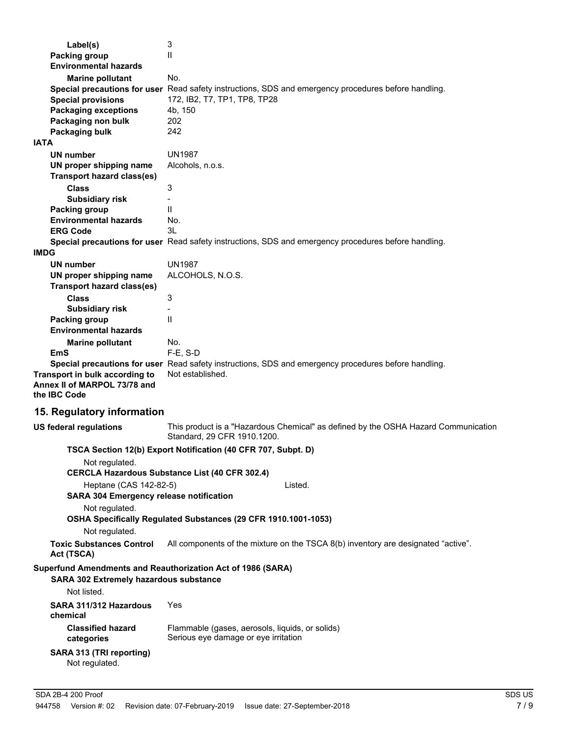| | |
|---|---|
| **Label(s)** | 3 |
| **Packing group** | II |
| **Environmental hazards** | |
| **Marine pollutant** | No. |
| **Special precautions for user** | Read safety instructions, SDS and emergency procedures before handling. |
| **Special provisions** | 172, IB2, T7, TP1, TP8, TP28 |
| **Packaging exceptions** | 4b, 150 |
| **Packaging non bulk** | 202 |
| **Packaging bulk** | 242 |

**IATA**

| | |
|---|---|
| **UN number** | UN1987 |
| **UN proper shipping name** | Alcohols, n.o.s. |
| **Transport hazard class(es)** | |
| **Class** | 3 |
| **Subsidiary risk** | - |
| **Packing group** | II |
| **Environmental hazards** | No. |
| **ERG Code** | 3L |
| **Special precautions for user** | Read safety instructions, SDS and emergency procedures before handling. |

**IMDG**

| | |
|---|---|
| **UN number** | UN1987 |
| **UN proper shipping name** | ALCOHOLS, N.O.S. |
| **Transport hazard class(es)** | |
| **Class** | 3 |
| **Subsidiary risk** | - |
| **Packing group** | II |
| **Environmental hazards** | |
| **Marine pollutant** | No. |
| **EmS** | F-E, S-D |
| **Special precautions for user** | Read safety instructions, SDS and emergency procedures before handling. |

**Transport in bulk according to Annex II of MARPOL 73/78 and the IBC Code** Not established.

## 15. Regulatory information

**US federal regulations** This product is a "Hazardous Chemical" as defined by the OSHA Hazard Communication Standard, 29 CFR 1910.1200.

**TSCA Section 12(b) Export Notification (40 CFR 707, Subpt. D)**

Not regulated.

**CERCLA Hazardous Substance List (40 CFR 302.4)**

Heptane (CAS 142-82-5) Listed.

**SARA 304 Emergency release notification**

Not regulated.

**OSHA Specifically Regulated Substances (29 CFR 1910.1001-1053)**

Not regulated.

**Toxic Substances Control Act (TSCA)** All components of the mixture on the TSCA 8(b) inventory are designated "active".

**Superfund Amendments and Reauthorization Act of 1986 (SARA)**

**SARA 302 Extremely hazardous substance**

Not listed.

**SARA 311/312 Hazardous chemical** Yes

**Classified hazard categories** Flammable (gases, aerosols, liquids, or solids)
Serious eye damage or eye irritation

**SARA 313 (TRI reporting)**

Not regulated.

SDA 2B-4 200 Proof SDS US

944758 Version #: 02 Revision date: 07-February-2019 Issue date: 27-September-2018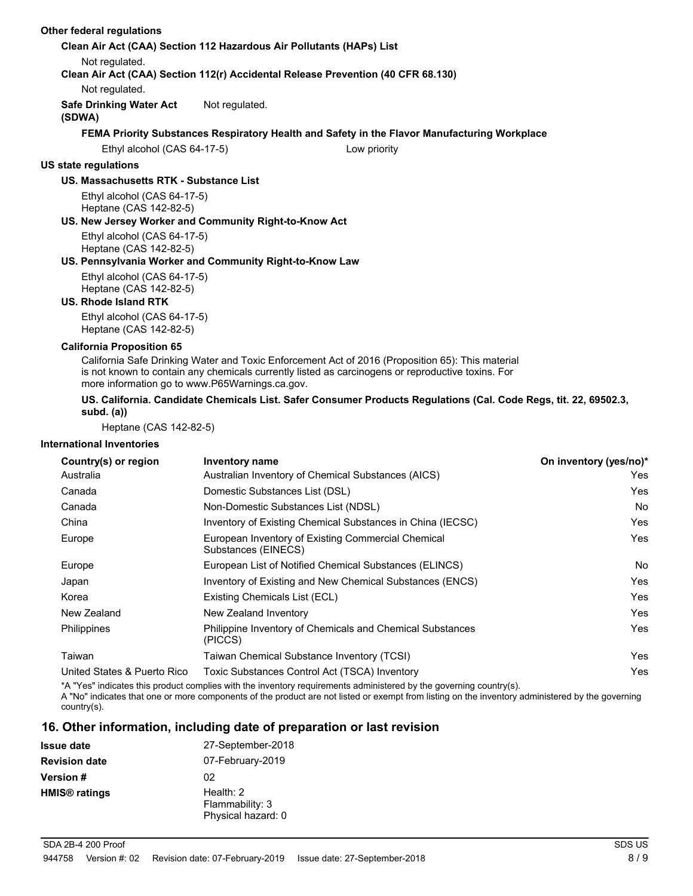**Other federal regulations**

**Clean Air Act (CAA) Section 112 Hazardous Air Pollutants (HAPs) List**

Not regulated.

**Clean Air Act (CAA) Section 112(r) Accidental Release Prevention (40 CFR 68.130)**

Not regulated.

**Safe Drinking Water Act (SDWA)** Not regulated.

**FEMA Priority Substances Respiratory Health and Safety in the Flavor Manufacturing Workplace**

Ethyl alcohol (CAS 64-17-5) Low priority

**US state regulations**

**US. Massachusetts RTK - Substance List**

Ethyl alcohol (CAS 64-17-5)
Heptane (CAS 142-82-5)

**US. New Jersey Worker and Community Right-to-Know Act**

Ethyl alcohol (CAS 64-17-5)
Heptane (CAS 142-82-5)

**US. Pennsylvania Worker and Community Right-to-Know Law**

Ethyl alcohol (CAS 64-17-5)
Heptane (CAS 142-82-5)

**US. Rhode Island RTK**

Ethyl alcohol (CAS 64-17-5)
Heptane (CAS 142-82-5)

**California Proposition 65**

California Safe Drinking Water and Toxic Enforcement Act of 2016 (Proposition 65): This material is not known to contain any chemicals currently listed as carcinogens or reproductive toxins. For more information go to www.P65Warnings.ca.gov.

**US. California. Candidate Chemicals List. Safer Consumer Products Regulations (Cal. Code Regs, tit. 22, 69502.3, subd. (a))**

Heptane (CAS 142-82-5)

**International Inventories**

| Country(s) or region | Inventory name | On inventory (yes/no)* |
|---|---|---|
| Australia | Australian Inventory of Chemical Substances (AICS) | Yes |
| Canada | Domestic Substances List (DSL) | Yes |
| Canada | Non-Domestic Substances List (NDSL) | No |
| China | Inventory of Existing Chemical Substances in China (IECSC) | Yes |
| Europe | European Inventory of Existing Commercial Chemical Substances (EINECS) | Yes |
| Europe | European List of Notified Chemical Substances (ELINCS) | No |
| Japan | Inventory of Existing and New Chemical Substances (ENCS) | Yes |
| Korea | Existing Chemicals List (ECL) | Yes |
| New Zealand | New Zealand Inventory | Yes |
| Philippines | Philippine Inventory of Chemicals and Chemical Substances (PICCS) | Yes |
| Taiwan | Taiwan Chemical Substance Inventory (TCSI) | Yes |
| United States & Puerto Rico | Toxic Substances Control Act (TSCA) Inventory | Yes |

*A "Yes" indicates this product complies with the inventory requirements administered by the governing country(s).
A "No" indicates that one or more components of the product are not listed or exempt from listing on the inventory administered by the governing country(s).

## 16. Other information, including date of preparation or last revision

**Issue date** 27-September-2018

**Revision date** 07-February-2019

**Version #** 02

**HMIS® ratings** Health: 2
Flammability: 3
Physical hazard: 0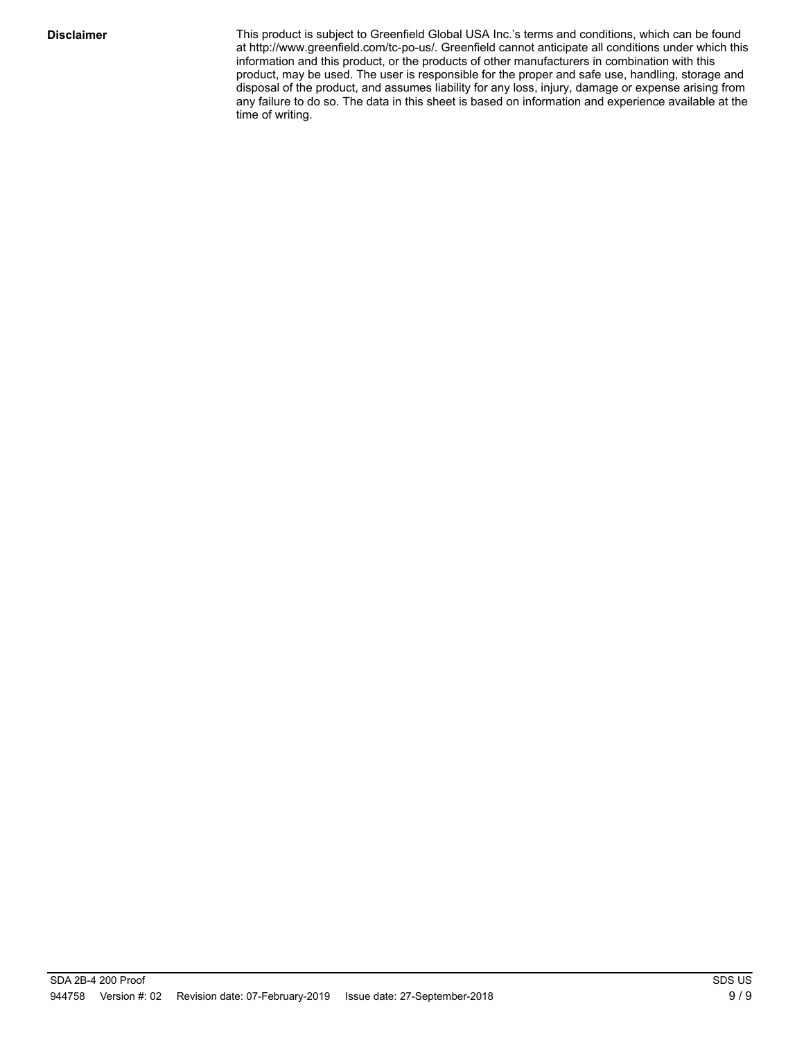**Disclaimer**

This product is subject to Greenfield Global USA Inc.'s terms and conditions, which can be found at http://www.greenfield.com/tc-po-us/. Greenfield cannot anticipate all conditions under which this information and this product, or the products of other manufacturers in combination with this product, may be used. The user is responsible for the proper and safe use, handling, storage and disposal of the product, and assumes liability for any loss, injury, damage or expense arising from any failure to do so. The data in this sheet is based on information and experience available at the time of writing.